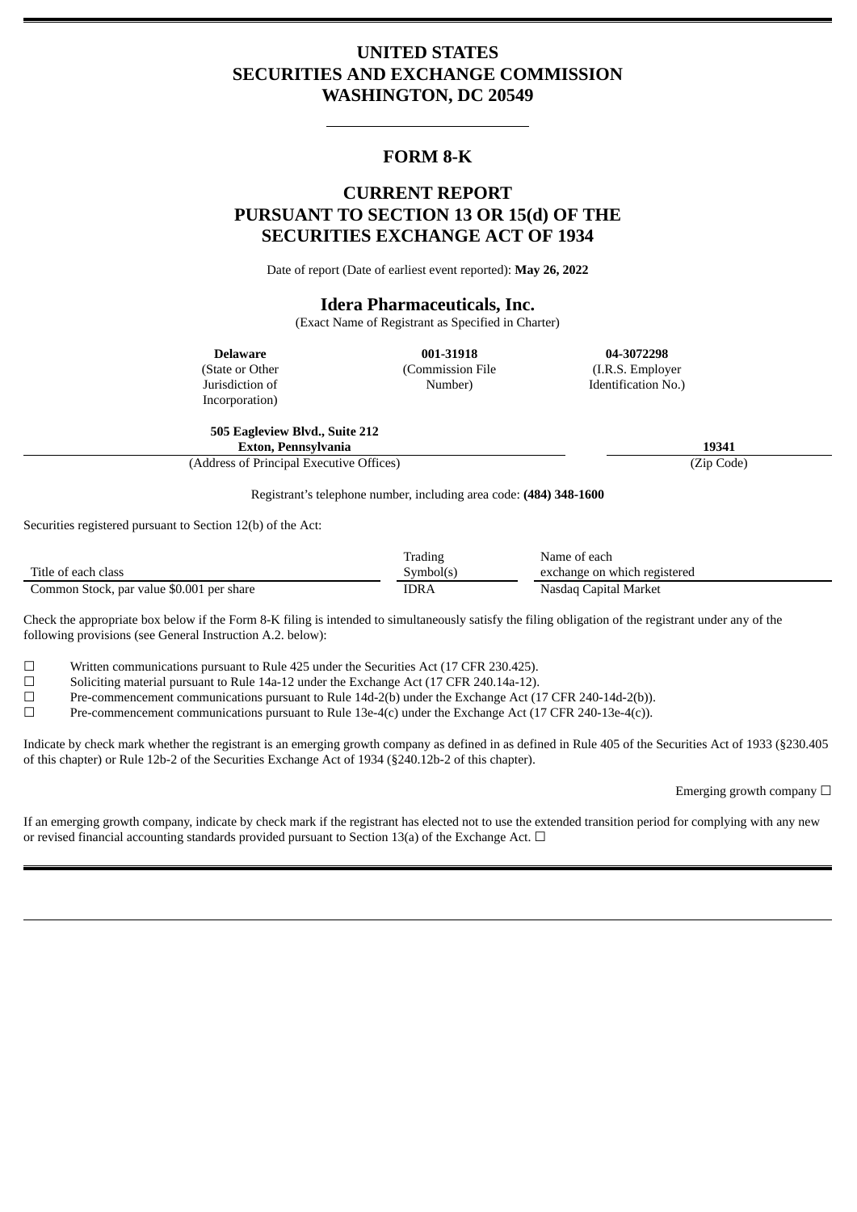# UNITED STATES
# SECURITIES AND EXCHANGE COMMISSION
# WASHINGTON, DC 20549

---

## FORM 8-K

## CURRENT REPORT
## PURSUANT TO SECTION 13 OR 15(d) OF THE
## SECURITIES EXCHANGE ACT OF 1934

Date of report (Date of earliest event reported): **May 26, 2022**

## Idera Pharmaceuticals, Inc.

(Exact Name of Registrant as Specified in Charter)

| **Delaware** | **001-31918** | **04-3072298** |
|---|---|---|
| (State or Other Jurisdiction of Incorporation) | (Commission File Number) | (I.R.S. Employer Identification No.) |

| **505 Eagleview Blvd., Suite 212**<br>**Exton, Pennsylvania** | **19341** |
|---|---|
| (Address of Principal Executive Offices) | (Zip Code) |

Registrant's telephone number, including area code: **(484) 348-1600**

Securities registered pursuant to Section 12(b) of the Act:

| Title of each class | Trading Symbol(s) | Name of each exchange on which registered |
|---|---|---|
| Common Stock, par value $0.001 per share | IDRA | Nasdaq Capital Market |

Check the appropriate box below if the Form 8-K filing is intended to simultaneously satisfy the filing obligation of the registrant under any of the following provisions (see General Instruction A.2. below):

☐ Written communications pursuant to Rule 425 under the Securities Act (17 CFR 230.425).

☐ Soliciting material pursuant to Rule 14a-12 under the Exchange Act (17 CFR 240.14a-12).

☐ Pre-commencement communications pursuant to Rule 14d-2(b) under the Exchange Act (17 CFR 240-14d-2(b)).

☐ Pre-commencement communications pursuant to Rule 13e-4(c) under the Exchange Act (17 CFR 240-13e-4(c)).

Indicate by check mark whether the registrant is an emerging growth company as defined in as defined in Rule 405 of the Securities Act of 1933 (§230.405 of this chapter) or Rule 12b-2 of the Securities Exchange Act of 1934 (§240.12b-2 of this chapter).

Emerging growth company ☐

If an emerging growth company, indicate by check mark if the registrant has elected not to use the extended transition period for complying with any new or revised financial accounting standards provided pursuant to Section 13(a) of the Exchange Act. ☐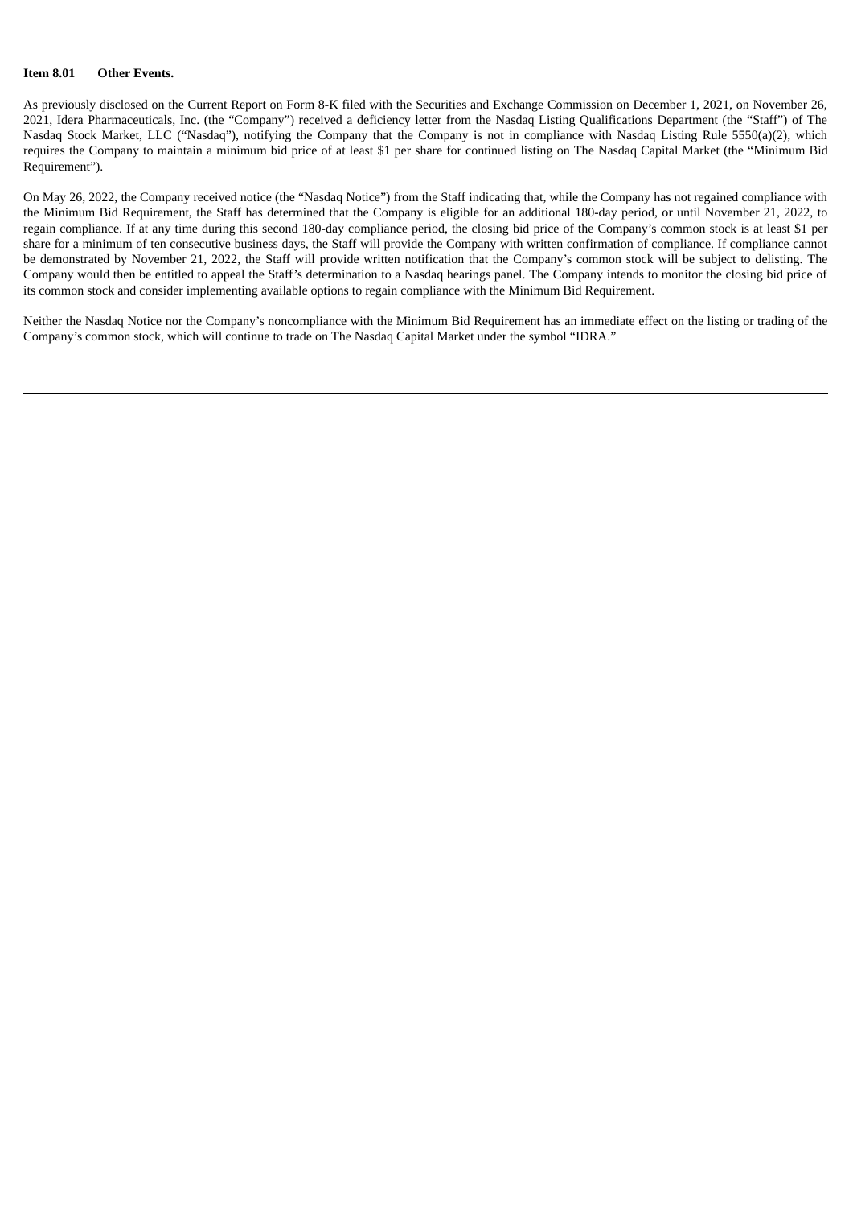**Item 8.01 Other Events.**

As previously disclosed on the Current Report on Form 8-K filed with the Securities and Exchange Commission on December 1, 2021, on November 26, 2021, Idera Pharmaceuticals, Inc. (the "Company") received a deficiency letter from the Nasdaq Listing Qualifications Department (the "Staff") of The Nasdaq Stock Market, LLC ("Nasdaq"), notifying the Company that the Company is not in compliance with Nasdaq Listing Rule 5550(a)(2), which requires the Company to maintain a minimum bid price of at least $1 per share for continued listing on The Nasdaq Capital Market (the "Minimum Bid Requirement").

On May 26, 2022, the Company received notice (the "Nasdaq Notice") from the Staff indicating that, while the Company has not regained compliance with the Minimum Bid Requirement, the Staff has determined that the Company is eligible for an additional 180-day period, or until November 21, 2022, to regain compliance. If at any time during this second 180-day compliance period, the closing bid price of the Company's common stock is at least $1 per share for a minimum of ten consecutive business days, the Staff will provide the Company with written confirmation of compliance. If compliance cannot be demonstrated by November 21, 2022, the Staff will provide written notification that the Company's common stock will be subject to delisting. The Company would then be entitled to appeal the Staff's determination to a Nasdaq hearings panel. The Company intends to monitor the closing bid price of its common stock and consider implementing available options to regain compliance with the Minimum Bid Requirement.

Neither the Nasdaq Notice nor the Company's noncompliance with the Minimum Bid Requirement has an immediate effect on the listing or trading of the Company's common stock, which will continue to trade on The Nasdaq Capital Market under the symbol "IDRA."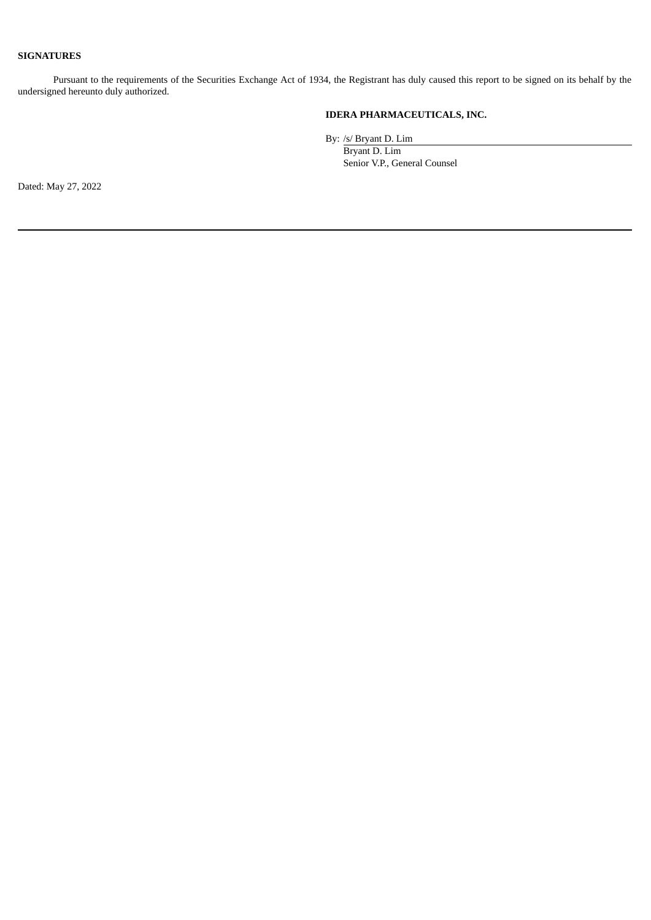**SIGNATURES**

Pursuant to the requirements of the Securities Exchange Act of 1934, the Registrant has duly caused this report to be signed on its behalf by the undersigned hereunto duly authorized.

**IDERA PHARMACEUTICALS, INC.**

By: /s/ Bryant D. Lim

Bryant D. Lim

Senior V.P., General Counsel

Dated: May 27, 2022